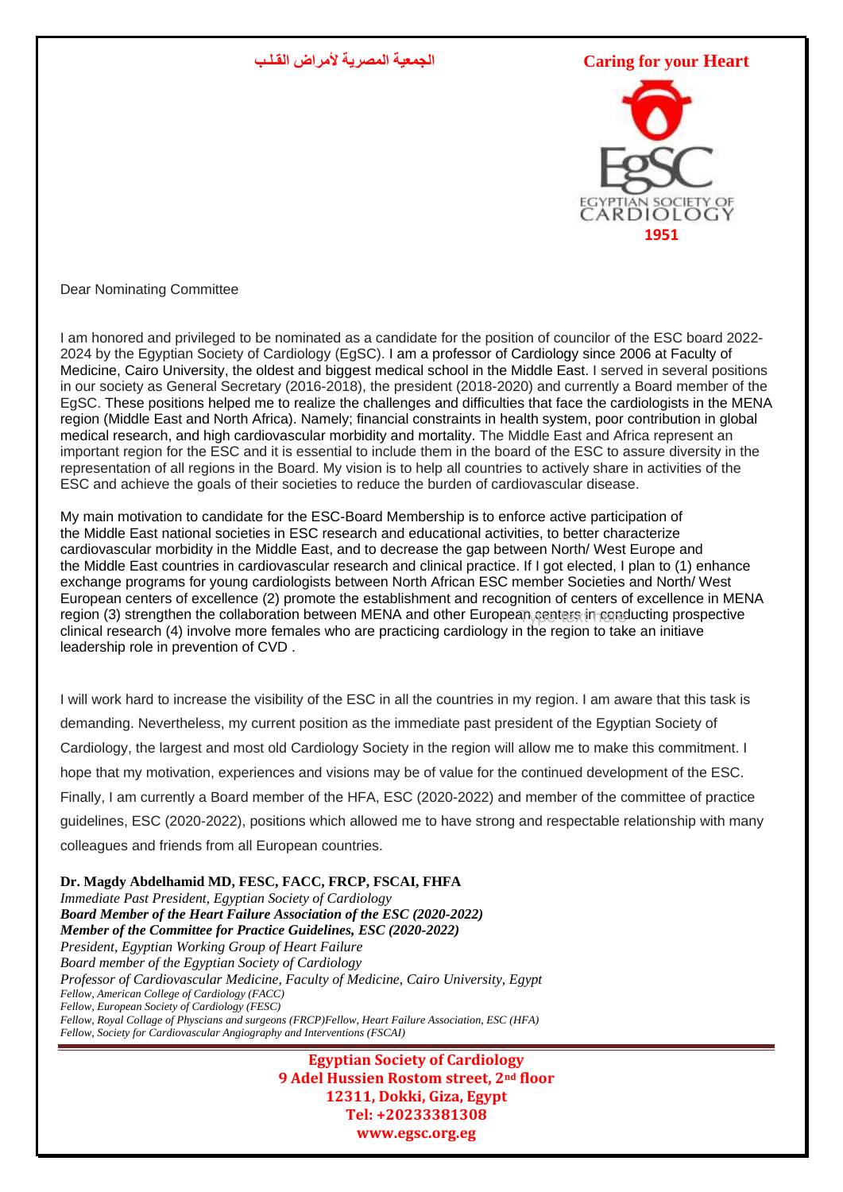الجمعية المصرية لأمراض القلب

**Caring for your Heart**

EgSC
EGYPTIAN SOCIETY OF CARDIOLOGY
1951

Dear Nominating Committee

I am honored and privileged to be nominated as a candidate for the position of councilor of the ESC board 2022-2024 by the Egyptian Society of Cardiology (EgSC). I am a professor of Cardiology since 2006 at Faculty of Medicine, Cairo University, the oldest and biggest medical school in the Middle East. I served in several positions in our society as General Secretary (2016-2018), the president (2018-2020) and currently a Board member of the EgSC. These positions helped me to realize the challenges and difficulties that face the cardiologists in the MENA region (Middle East and North Africa). Namely; financial constraints in health system, poor contribution in global medical research, and high cardiovascular morbidity and mortality. The Middle East and Africa represent an important region for the ESC and it is essential to include them in the board of the ESC to assure diversity in the representation of all regions in the Board. My vision is to help all countries to actively share in activities of the ESC and achieve the goals of their societies to reduce the burden of cardiovascular disease.

My main motivation to candidate for the ESC-Board Membership is to enforce active participation of the Middle East national societies in ESC research and educational activities, to better characterize cardiovascular morbidity in the Middle East, and to decrease the gap between North/ West Europe and the Middle East countries in cardiovascular research and clinical practice. If I got elected, I plan to (1) enhance exchange programs for young cardiologists between North African ESC member Societies and North/ West European centers of excellence (2) promote the establishment and recognition of centers of excellence in MENA region (3) strengthen the collaboration between MENA and other European centers in conducting prospective clinical research (4) involve more females who are practicing cardiology in the region to take an initiave leadership role in prevention of CVD .

I will work hard to increase the visibility of the ESC in all the countries in my region. I am aware that this task is demanding. Nevertheless, my current position as the immediate past president of the Egyptian Society of Cardiology, the largest and most old Cardiology Society in the region will allow me to make this commitment. I hope that my motivation, experiences and visions may be of value for the continued development of the ESC. Finally, I am currently a Board member of the HFA, ESC (2020-2022) and member of the committee of practice guidelines, ESC (2020-2022), positions which allowed me to have strong and respectable relationship with many colleagues and friends from all European countries.

**Dr. Magdy Abdelhamid MD, FESC, FACC, FRCP, FSCAI, FHFA**
*Immediate Past President, Egyptian Society of Cardiology*
***Board Member of the Heart Failure Association of the ESC (2020-2022)***
***Member of the Committee for Practice Guidelines, ESC (2020-2022)***
*President, Egyptian Working Group of Heart Failure*
*Board member of the Egyptian Society of Cardiology*
*Professor of Cardiovascular Medicine, Faculty of Medicine, Cairo University, Egypt*
*Fellow, American College of Cardiology (FACC)*
*Fellow, European Society of Cardiology (FESC)*
*Fellow, Royal Collage of Physcians and surgeons (FRCP)Fellow, Heart Failure Association, ESC (HFA)*
*Fellow, Society for Cardiovascular Angiography and Interventions (FSCAI)*

**Egyptian Society of Cardiology**
**9 Adel Hussien Rostom street, 2nd floor**
**12311, Dokki, Giza, Egypt**
**Tel: +20233381308**
**www.egsc.org.eg**